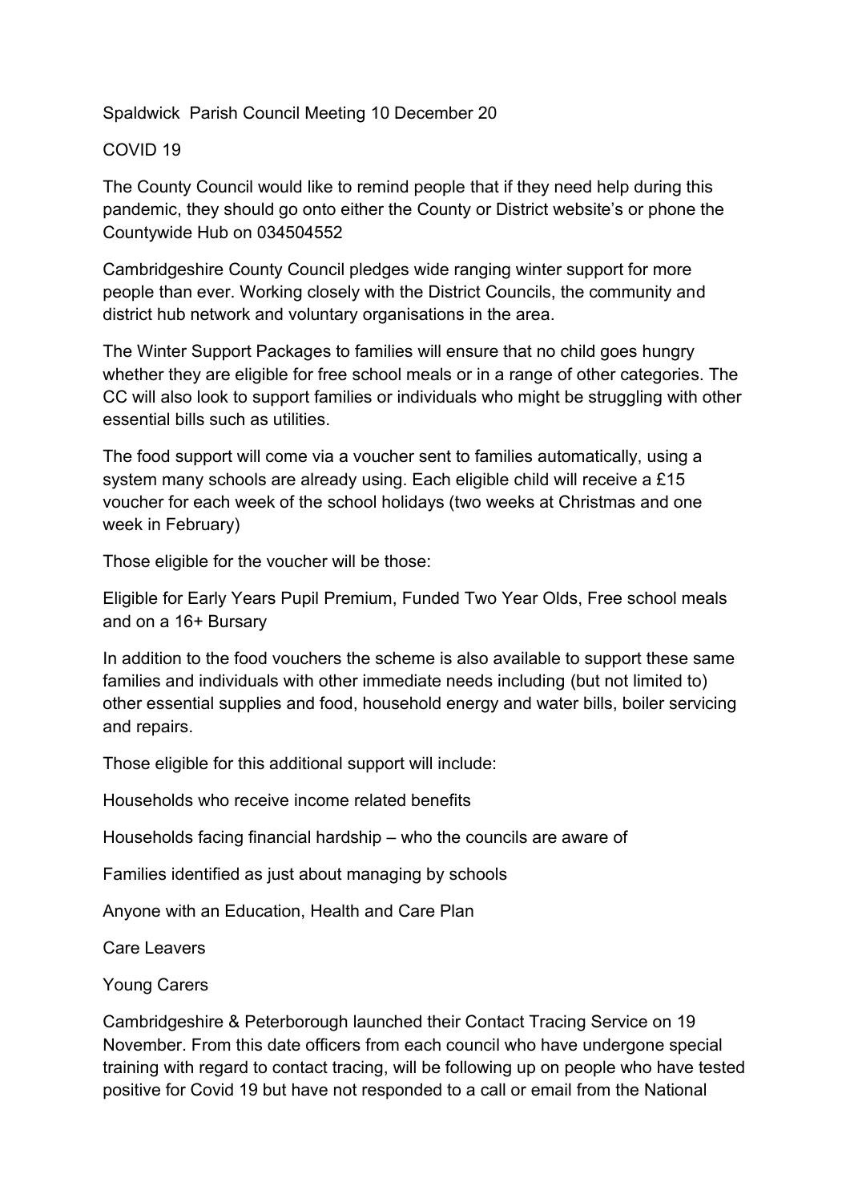Spaldwick Parish Council Meeting 10 December 20

COVID 19

The County Council would like to remind people that if they need help during this pandemic, they should go onto either the County or District website's or phone the Countywide Hub on 034504552

Cambridgeshire County Council pledges wide ranging winter support for more people than ever. Working closely with the District Councils, the community and district hub network and voluntary organisations in the area.

The Winter Support Packages to families will ensure that no child goes hungry whether they are eligible for free school meals or in a range of other categories. The CC will also look to support families or individuals who might be struggling with other essential bills such as utilities.

The food support will come via a voucher sent to families automatically, using a system many schools are already using. Each eligible child will receive a £15 voucher for each week of the school holidays (two weeks at Christmas and one week in February)

Those eligible for the voucher will be those:

Eligible for Early Years Pupil Premium, Funded Two Year Olds, Free school meals and on a 16+ Bursary

In addition to the food vouchers the scheme is also available to support these same families and individuals with other immediate needs including (but not limited to) other essential supplies and food, household energy and water bills, boiler servicing and repairs.

Those eligible for this additional support will include:

Households who receive income related benefits

Households facing financial hardship – who the councils are aware of

Families identified as just about managing by schools

Anyone with an Education, Health and Care Plan

Care Leavers

Young Carers

Cambridgeshire & Peterborough launched their Contact Tracing Service on 19 November. From this date officers from each council who have undergone special training with regard to contact tracing, will be following up on people who have tested positive for Covid 19 but have not responded to a call or email from the National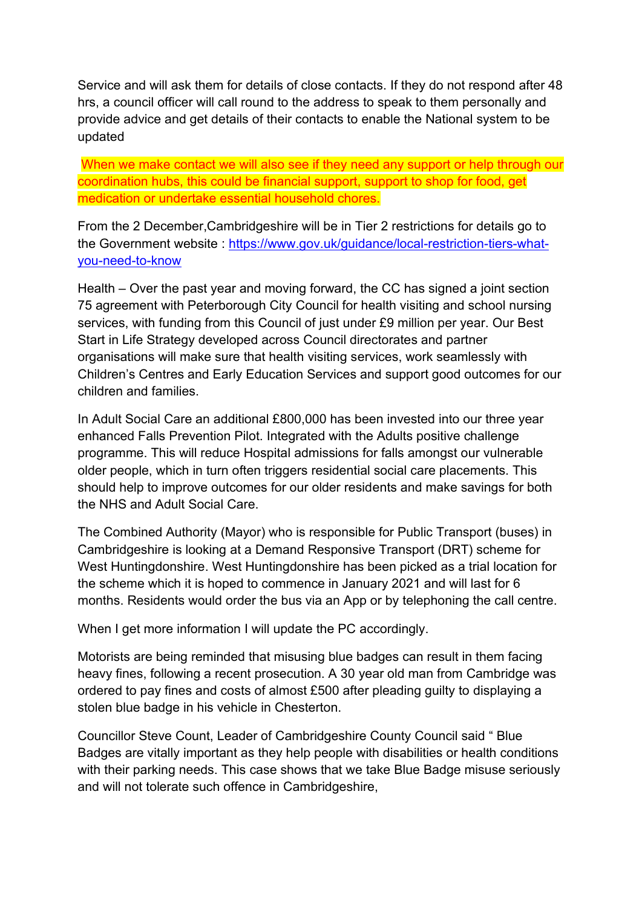Service and will ask them for details of close contacts. If they do not respond after 48 hrs, a council officer will call round to the address to speak to them personally and provide advice and get details of their contacts to enable the National system to be updated

When we make contact we will also see if they need any support or help through our coordination hubs, this could be financial support, support to shop for food, get medication or undertake essential household chores.

From the 2 December,Cambridgeshire will be in Tier 2 restrictions for details go to the Government website : https://www.gov.uk/guidance/local-restriction-tiers-what-you-need-to-know

Health – Over the past year and moving forward, the CC has signed a joint section 75 agreement with Peterborough City Council for health visiting and school nursing services, with funding from this Council of just under £9 million per year. Our Best Start in Life Strategy developed across Council directorates and partner organisations will make sure that health visiting services, work seamlessly with Children's Centres and Early Education Services and support good outcomes for our children and families.

In Adult Social Care an additional £800,000 has been invested into our three year enhanced Falls Prevention Pilot. Integrated with the Adults positive challenge programme. This will reduce Hospital admissions for falls amongst our vulnerable older people, which in turn often triggers residential social care placements. This should help to improve outcomes for our older residents and make savings for both the NHS and Adult Social Care.

The Combined Authority (Mayor) who is responsible for Public Transport (buses) in Cambridgeshire is looking at a Demand Responsive Transport (DRT) scheme for West Huntingdonshire. West Huntingdonshire has been picked as a trial location for the scheme which it is hoped to commence in January 2021 and will last for 6 months. Residents would order the bus via an App or by telephoning the call centre.

When I get more information I will update the PC accordingly.

Motorists are being reminded that misusing blue badges can result in them facing heavy fines, following a recent prosecution. A 30 year old man from Cambridge was ordered to pay fines and costs of almost £500 after pleading guilty to displaying a stolen blue badge in his vehicle in Chesterton.

Councillor Steve Count, Leader of Cambridgeshire County Council said " Blue Badges are vitally important as they help people with disabilities or health conditions with their parking needs. This case shows that we take Blue Badge misuse seriously and will not tolerate such offence in Cambridgeshire,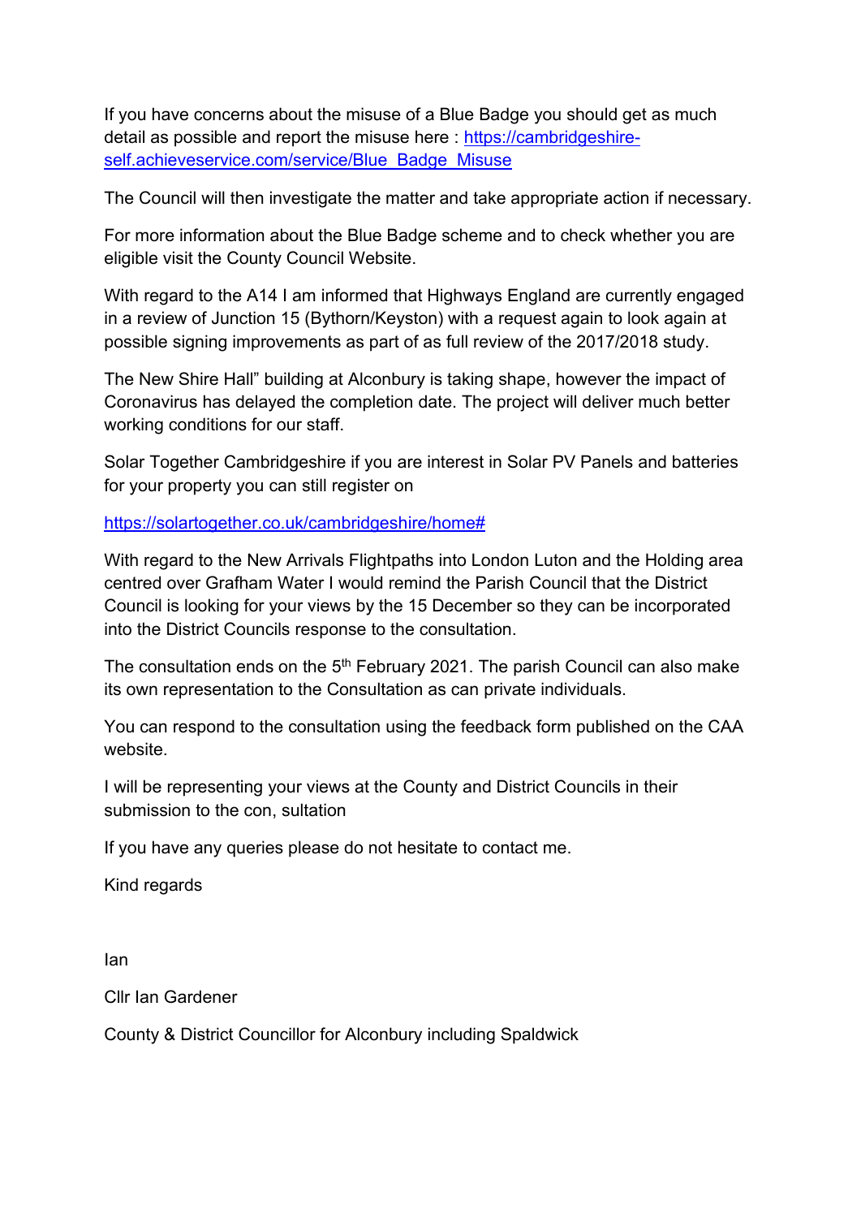If you have concerns about the misuse of a Blue Badge you should get as much detail as possible and report the misuse here : [https://cambridgeshire-self.achieveservice.com/service/Blue_Badge_Misuse](https://cambridgeshire-self.achieveservice.com/service/Blue_Badge_Misuse)

The Council will then investigate the matter and take appropriate action if necessary.

For more information about the Blue Badge scheme and to check whether you are eligible visit the County Council Website.

With regard to the A14 I am informed that Highways England are currently engaged in a review of Junction 15 (Bythorn/Keyston) with a request again to look again at possible signing improvements as part of as full review of the 2017/2018 study.

The New Shire Hall" building at Alconbury is taking shape, however the impact of Coronavirus has delayed the completion date. The project will deliver much better working conditions for our staff.

Solar Together Cambridgeshire if you are interest in Solar PV Panels and batteries for your property you can still register on

[https://solartogether.co.uk/cambridgeshire/home#](https://solartogether.co.uk/cambridgeshire/home#)

With regard to the New Arrivals Flightpaths into London Luton and the Holding area centred over Grafham Water I would remind the Parish Council that the District Council is looking for your views by the 15 December so they can be incorporated into the District Councils response to the consultation.

The consultation ends on the 5th February 2021. The parish Council can also make its own representation to the Consultation as can private individuals.

You can respond to the consultation using the feedback form published on the CAA website.

I will be representing your views at the County and District Councils in their submission to the con, sultation

If you have any queries please do not hesitate to contact me.

Kind regards

Ian

Cllr Ian Gardener

County & District Councillor for Alconbury including Spaldwick